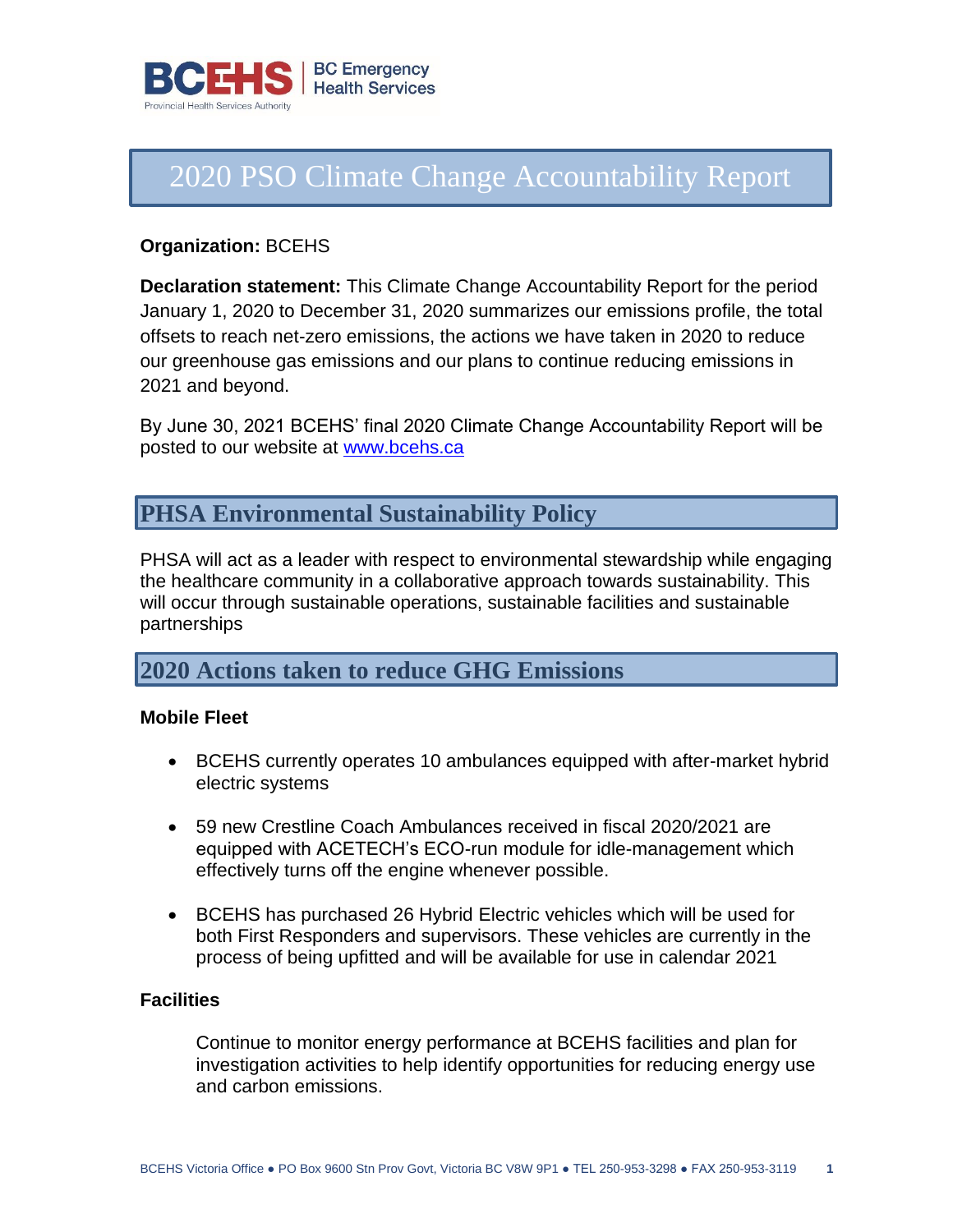BCEHS | BC Emergency Health Services
Provincial Health Services Authority

# 2020 PSO Climate Change Accountability Report

**Organization:** BCEHS

**Declaration statement:** This Climate Change Accountability Report for the period January 1, 2020 to December 31, 2020 summarizes our emissions profile, the total offsets to reach net-zero emissions, the actions we have taken in 2020 to reduce our greenhouse gas emissions and our plans to continue reducing emissions in 2021 and beyond.

By June 30, 2021 BCEHS' final 2020 Climate Change Accountability Report will be posted to our website at [www.bcehs.ca](http://www.bcehs.ca)

## PHSA Environmental Sustainability Policy

PHSA will act as a leader with respect to environmental stewardship while engaging the healthcare community in a collaborative approach towards sustainability. This will occur through sustainable operations, sustainable facilities and sustainable partnerships

## 2020 Actions taken to reduce GHG Emissions

### Mobile Fleet

- BCEHS currently operates 10 ambulances equipped with after-market hybrid electric systems
- 59 new Crestline Coach Ambulances received in fiscal 2020/2021 are equipped with ACETECH's ECO-run module for idle-management which effectively turns off the engine whenever possible.
- BCEHS has purchased 26 Hybrid Electric vehicles which will be used for both First Responders and supervisors. These vehicles are currently in the process of being upfitted and will be available for use in calendar 2021

### Facilities

Continue to monitor energy performance at BCEHS facilities and plan for investigation activities to help identify opportunities for reducing energy use and carbon emissions.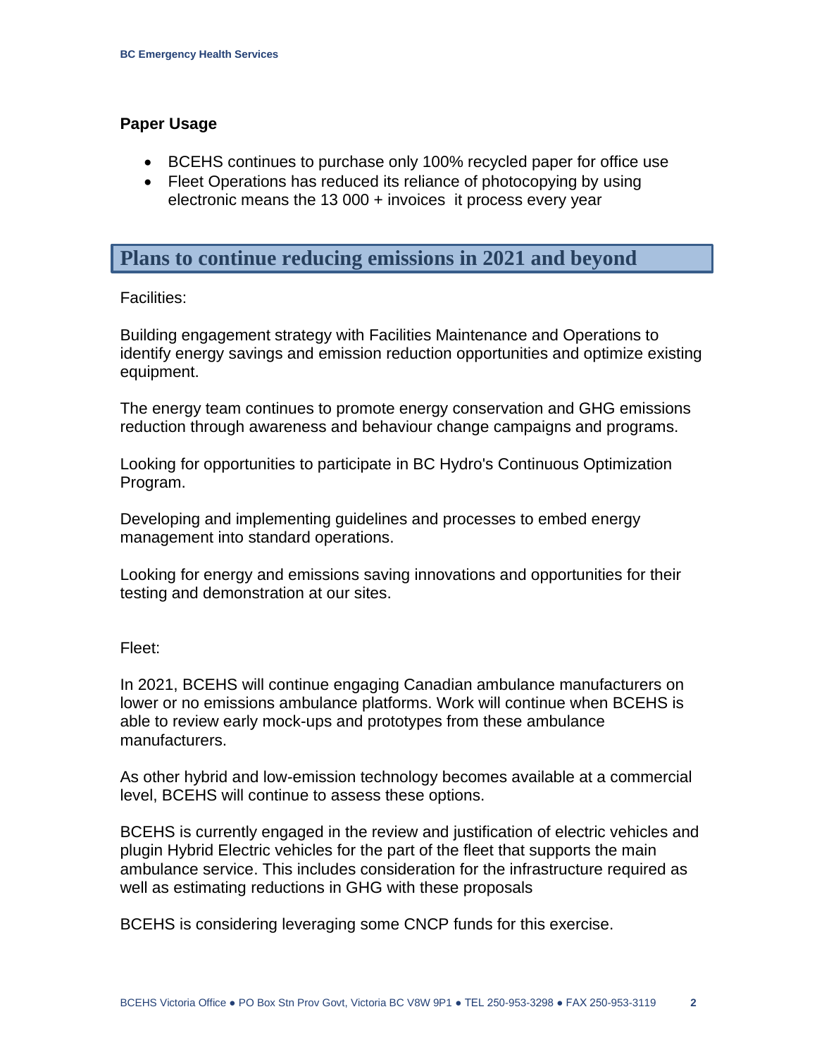### Paper Usage

- BCEHS continues to purchase only 100% recycled paper for office use
- Fleet Operations has reduced its reliance of photocopying by using electronic means the 13 000 + invoices it process every year

## Plans to continue reducing emissions in 2021 and beyond

Facilities:

Building engagement strategy with Facilities Maintenance and Operations to identify energy savings and emission reduction opportunities and optimize existing equipment.

The energy team continues to promote energy conservation and GHG emissions reduction through awareness and behaviour change campaigns and programs.

Looking for opportunities to participate in BC Hydro's Continuous Optimization Program.

Developing and implementing guidelines and processes to embed energy management into standard operations.

Looking for energy and emissions saving innovations and opportunities for their testing and demonstration at our sites.

Fleet:

In 2021, BCEHS will continue engaging Canadian ambulance manufacturers on lower or no emissions ambulance platforms. Work will continue when BCEHS is able to review early mock-ups and prototypes from these ambulance manufacturers.

As other hybrid and low-emission technology becomes available at a commercial level, BCEHS will continue to assess these options.

BCEHS is currently engaged in the review and justification of electric vehicles and plugin Hybrid Electric vehicles for the part of the fleet that supports the main ambulance service. This includes consideration for the infrastructure required as well as estimating reductions in GHG with these proposals

BCEHS is considering leveraging some CNCP funds for this exercise.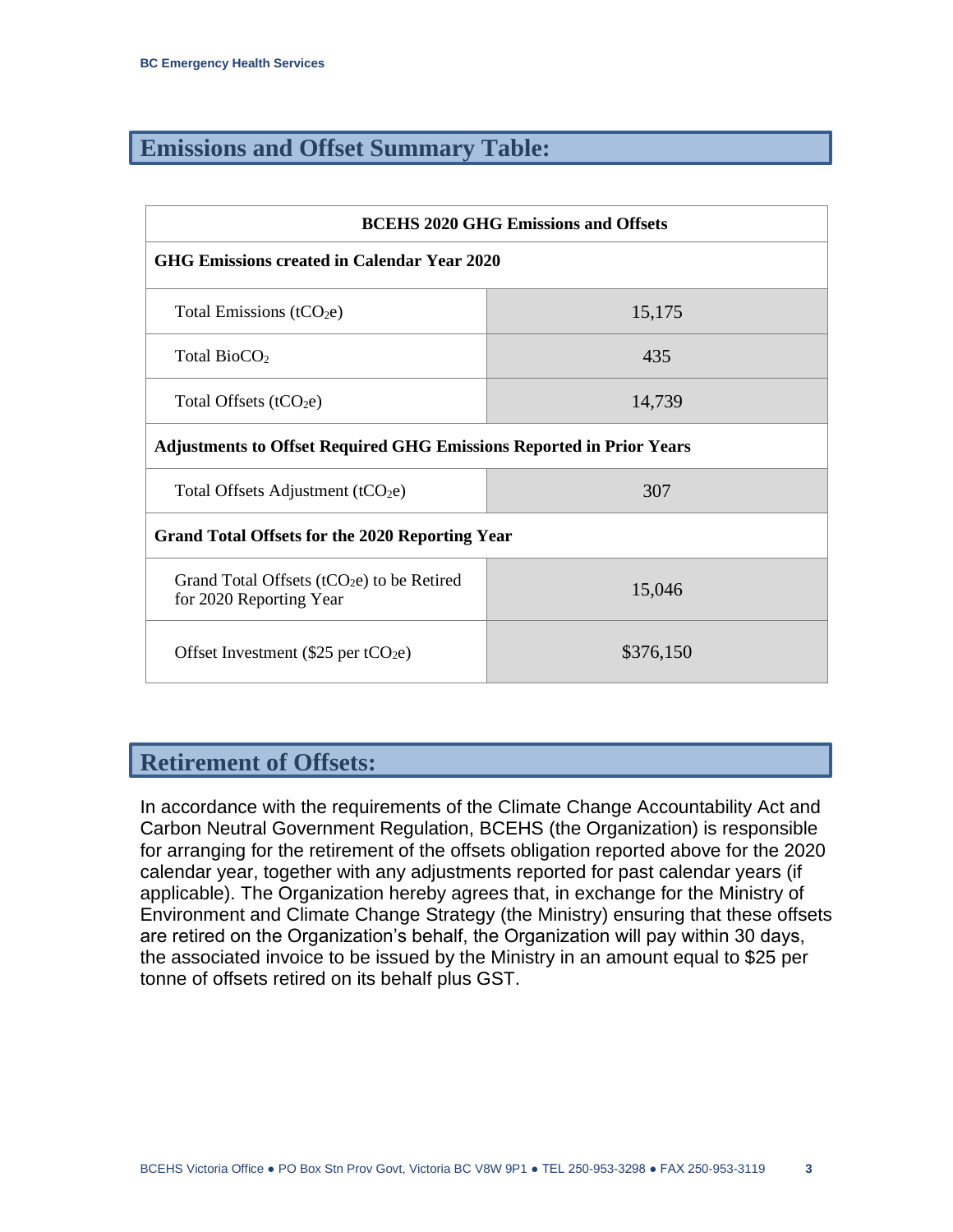## Emissions and Offset Summary Table:

| BCEHS 2020 GHG Emissions and Offsets | |
|---|---|
| **GHG Emissions created in Calendar Year 2020** | |
| Total Emissions ($tCO_2e$) | 15,175 |
| Total $BioCO_2$ | 435 |
| Total Offsets ($tCO_2e$) | 14,739 |
| **Adjustments to Offset Required GHG Emissions Reported in Prior Years** | |
| Total Offsets Adjustment ($tCO_2e$) | 307 |
| **Grand Total Offsets for the 2020 Reporting Year** | |
| Grand Total Offsets ($tCO_2e$) to be Retired for 2020 Reporting Year | 15,046 |
| Offset Investment ($25 per $tCO_2e$) | $376,150 |

## Retirement of Offsets:

In accordance with the requirements of the Climate Change Accountability Act and Carbon Neutral Government Regulation, BCEHS (the Organization) is responsible for arranging for the retirement of the offsets obligation reported above for the 2020 calendar year, together with any adjustments reported for past calendar years (if applicable). The Organization hereby agrees that, in exchange for the Ministry of Environment and Climate Change Strategy (the Ministry) ensuring that these offsets are retired on the Organization's behalf, the Organization will pay within 30 days, the associated invoice to be issued by the Ministry in an amount equal to $25 per tonne of offsets retired on its behalf plus GST.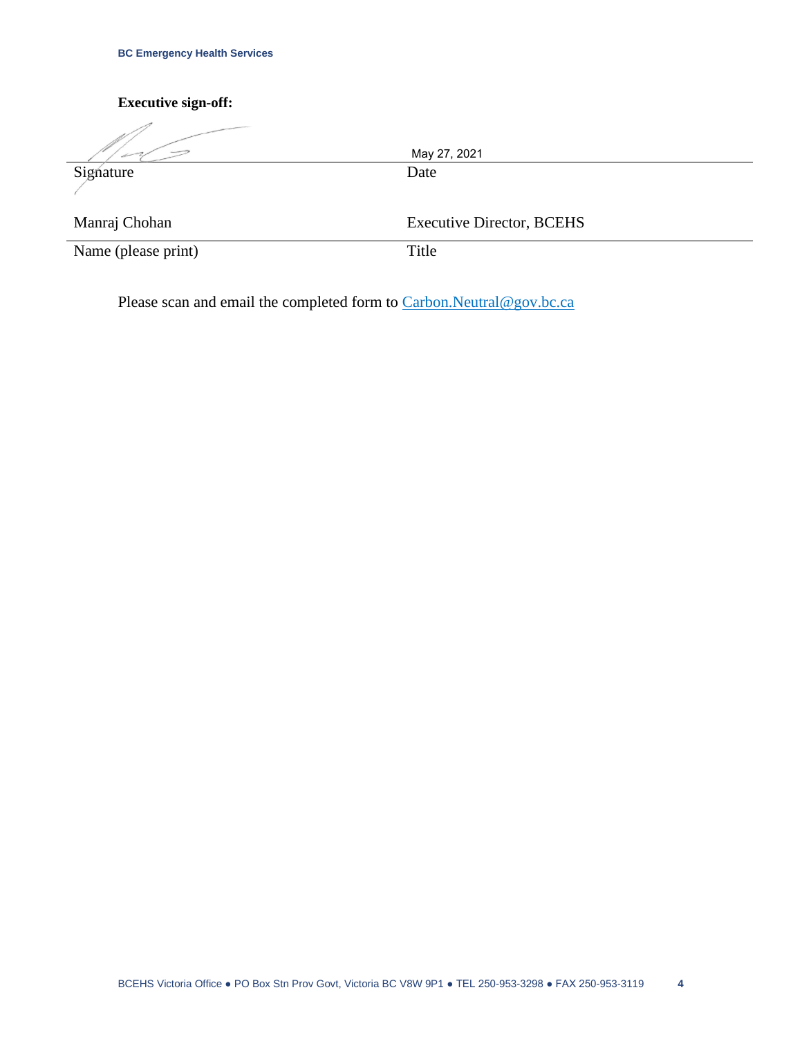**Executive sign-off:**

| | |
|---|---|
| | May 27, 2021 |
| Signature | Date |
| Manraj Chohan | Executive Director, BCEHS |
| Name (please print) | Title |

Please scan and email the completed form to Carbon.Neutral@gov.bc.ca

BCEHS Victoria Office ● PO Box Stn Prov Govt, Victoria BC V8W 9P1 ● TEL 250-953-3298 ● FAX 250-953-3119